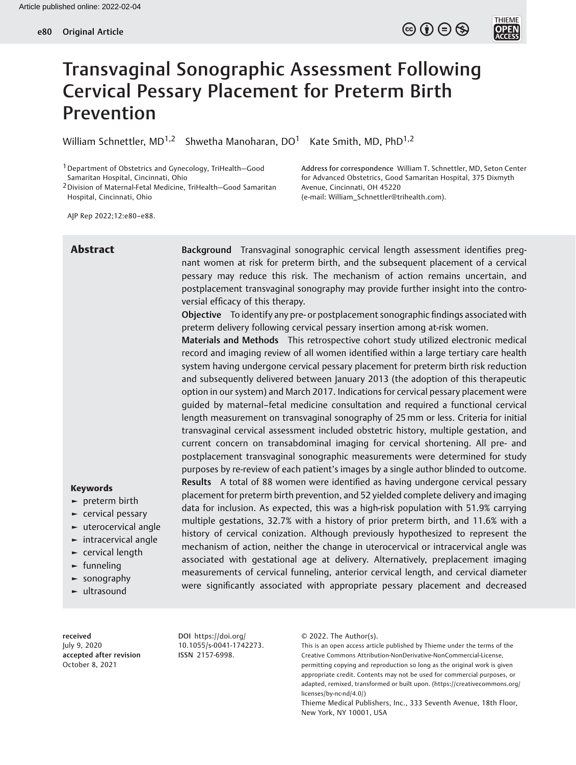# Transvaginal Sonographic Assessment Following Cervical Pessary Placement for Preterm Birth Prevention

William Schnettler, MD[1,2] Shwetha Manoharan, DO[1] Kate Smith, MD, PhD[1,2]

[1] Department of Obstetrics and Gynecology, TriHealth—Good Samaritan Hospital, Cincinnati, Ohio

[2] Division of Maternal-Fetal Medicine, TriHealth—Good Samaritan Hospital, Cincinnati, Ohio

Address for correspondence William T. Schnettler, MD, Seton Center for Advanced Obstetrics, Good Samaritan Hospital, 375 Dixmyth Avenue, Cincinnati, OH 45220 (e-mail: William_Schnettler@trihealth.com).

AJP Rep 2022;12:e80–e88.

## Abstract

**Background** Transvaginal sonographic cervical length assessment identifies pregnant women at risk for preterm birth, and the subsequent placement of a cervical pessary may reduce this risk. The mechanism of action remains uncertain, and postplacement transvaginal sonography may provide further insight into the controversial efficacy of this therapy.

**Objective** To identify any pre- or postplacement sonographic findings associated with preterm delivery following cervical pessary insertion among at-risk women.

**Materials and Methods** This retrospective cohort study utilized electronic medical record and imaging review of all women identified within a large tertiary care health system having undergone cervical pessary placement for preterm birth risk reduction and subsequently delivered between January 2013 (the adoption of this therapeutic option in our system) and March 2017. Indications for cervical pessary placement were guided by maternal–fetal medicine consultation and required a functional cervical length measurement on transvaginal sonography of 25 mm or less. Criteria for initial transvaginal cervical assessment included obstetric history, multiple gestation, and current concern on transabdominal imaging for cervical shortening. All pre- and postplacement transvaginal sonographic measurements were determined for study purposes by re-review of each patient's images by a single author blinded to outcome.

**Results** A total of 88 women were identified as having undergone cervical pessary placement for preterm birth prevention, and 52 yielded complete delivery and imaging data for inclusion. As expected, this was a high-risk population with 51.9% carrying multiple gestations, 32.7% with a history of prior preterm birth, and 11.6% with a history of cervical conization. Although previously hypothesized to represent the mechanism of action, neither the change in uterocervical or intracervical angle was associated with gestational age at delivery. Alternatively, preplacement imaging measurements of cervical funneling, anterior cervical length, and cervical diameter were significantly associated with appropriate pessary placement and decreased

**Keywords**

- preterm birth
- cervical pessary
- uterocervical angle
- intracervical angle
- cervical length
- funneling
- sonography
- ultrasound

**received** July 9, 2020
**accepted after revision** October 8, 2021

**DOI** https://doi.org/10.1055/s-0041-1742273.
**ISSN** 2157-6998.

© 2022. The Author(s).
This is an open access article published by Thieme under the terms of the Creative Commons Attribution-NonDerivative-NonCommercial-License, permitting copying and reproduction so long as the original work is given appropriate credit. Contents may not be used for commercial purposes, or adapted, remixed, transformed or built upon. (https://creativecommons.org/licenses/by-nc-nd/4.0/)
Thieme Medical Publishers, Inc., 333 Seventh Avenue, 18th Floor, New York, NY 10001, USA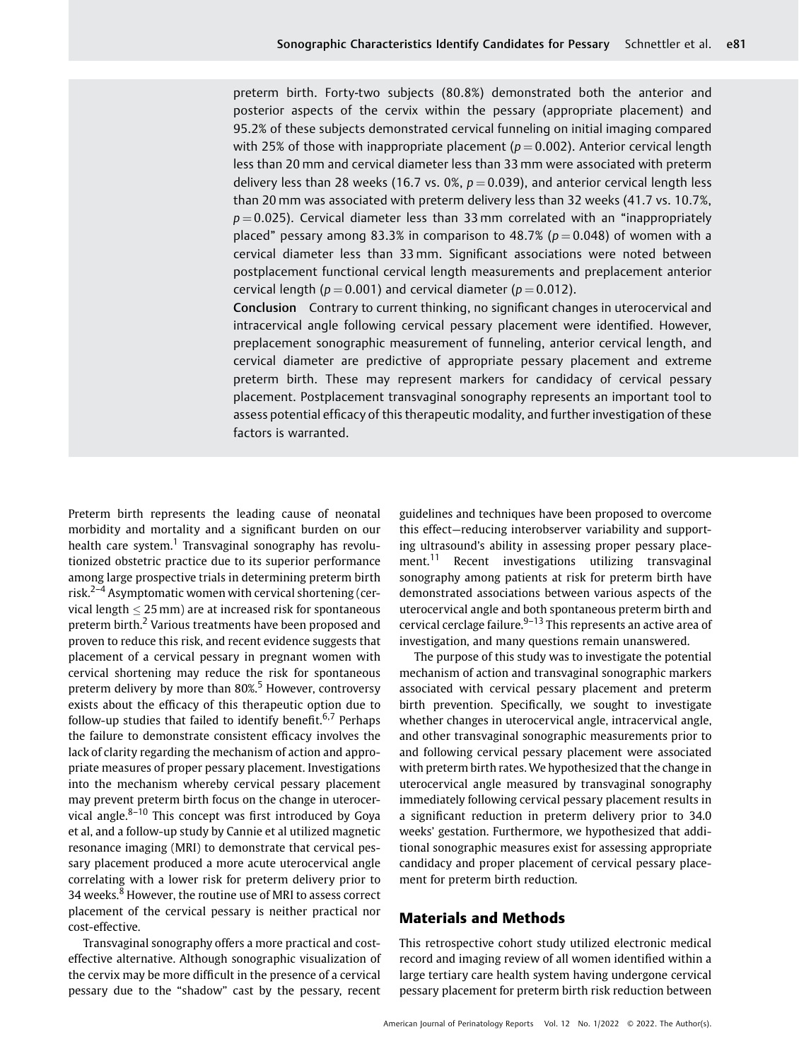preterm birth. Forty-two subjects (80.8%) demonstrated both the anterior and posterior aspects of the cervix within the pessary (appropriate placement) and 95.2% of these subjects demonstrated cervical funneling on initial imaging compared with 25% of those with inappropriate placement ($p = 0.002$). Anterior cervical length less than 20 mm and cervical diameter less than 33 mm were associated with preterm delivery less than 28 weeks (16.7 vs. 0%, $p = 0.039$), and anterior cervical length less than 20 mm was associated with preterm delivery less than 32 weeks (41.7 vs. 10.7%, $p = 0.025$). Cervical diameter less than 33 mm correlated with an "inappropriately placed" pessary among 83.3% in comparison to 48.7% ($p = 0.048$) of women with a cervical diameter less than 33 mm. Significant associations were noted between postplacement functional cervical length measurements and preplacement anterior cervical length ($p = 0.001$) and cervical diameter ($p = 0.012$).

**Conclusion** Contrary to current thinking, no significant changes in uterocervical and intracervical angle following cervical pessary placement were identified. However, preplacement sonographic measurement of funneling, anterior cervical length, and cervical diameter are predictive of appropriate pessary placement and extreme preterm birth. These may represent markers for candidacy of cervical pessary placement. Postplacement transvaginal sonography represents an important tool to assess potential efficacy of this therapeutic modality, and further investigation of these factors is warranted.

Preterm birth represents the leading cause of neonatal morbidity and mortality and a significant burden on our health care system.[1] Transvaginal sonography has revolutionized obstetric practice due to its superior performance among large prospective trials in determining preterm birth risk.[2–4] Asymptomatic women with cervical shortening (cervical length $\leq$ 25 mm) are at increased risk for spontaneous preterm birth.[2] Various treatments have been proposed and proven to reduce this risk, and recent evidence suggests that placement of a cervical pessary in pregnant women with cervical shortening may reduce the risk for spontaneous preterm delivery by more than 80%.[5] However, controversy exists about the efficacy of this therapeutic option due to follow-up studies that failed to identify benefit.[6,7] Perhaps the failure to demonstrate consistent efficacy involves the lack of clarity regarding the mechanism of action and appropriate measures of proper pessary placement. Investigations into the mechanism whereby cervical pessary placement may prevent preterm birth focus on the change in uterocervical angle.[8–10] This concept was first introduced by Goya et al, and a follow-up study by Cannie et al utilized magnetic resonance imaging (MRI) to demonstrate that cervical pessary placement produced a more acute uterocervical angle correlating with a lower risk for preterm delivery prior to 34 weeks.[8] However, the routine use of MRI to assess correct placement of the cervical pessary is neither practical nor cost-effective.

Transvaginal sonography offers a more practical and cost-effective alternative. Although sonographic visualization of the cervix may be more difficult in the presence of a cervical pessary due to the "shadow" cast by the pessary, recent guidelines and techniques have been proposed to overcome this effect—reducing interobserver variability and supporting ultrasound's ability in assessing proper pessary placement.[11] Recent investigations utilizing transvaginal sonography among patients at risk for preterm birth have demonstrated associations between various aspects of the uterocervical angle and both spontaneous preterm birth and cervical cerclage failure.[9–13] This represents an active area of investigation, and many questions remain unanswered.

The purpose of this study was to investigate the potential mechanism of action and transvaginal sonographic markers associated with cervical pessary placement and preterm birth prevention. Specifically, we sought to investigate whether changes in uterocervical angle, intracervical angle, and other transvaginal sonographic measurements prior to and following cervical pessary placement were associated with preterm birth rates. We hypothesized that the change in uterocervical angle measured by transvaginal sonography immediately following cervical pessary placement results in a significant reduction in preterm delivery prior to 34.0 weeks' gestation. Furthermore, we hypothesized that additional sonographic measures exist for assessing appropriate candidacy and proper placement of cervical pessary placement for preterm birth reduction.

## Materials and Methods

This retrospective cohort study utilized electronic medical record and imaging review of all women identified within a large tertiary care health system having undergone cervical pessary placement for preterm birth risk reduction between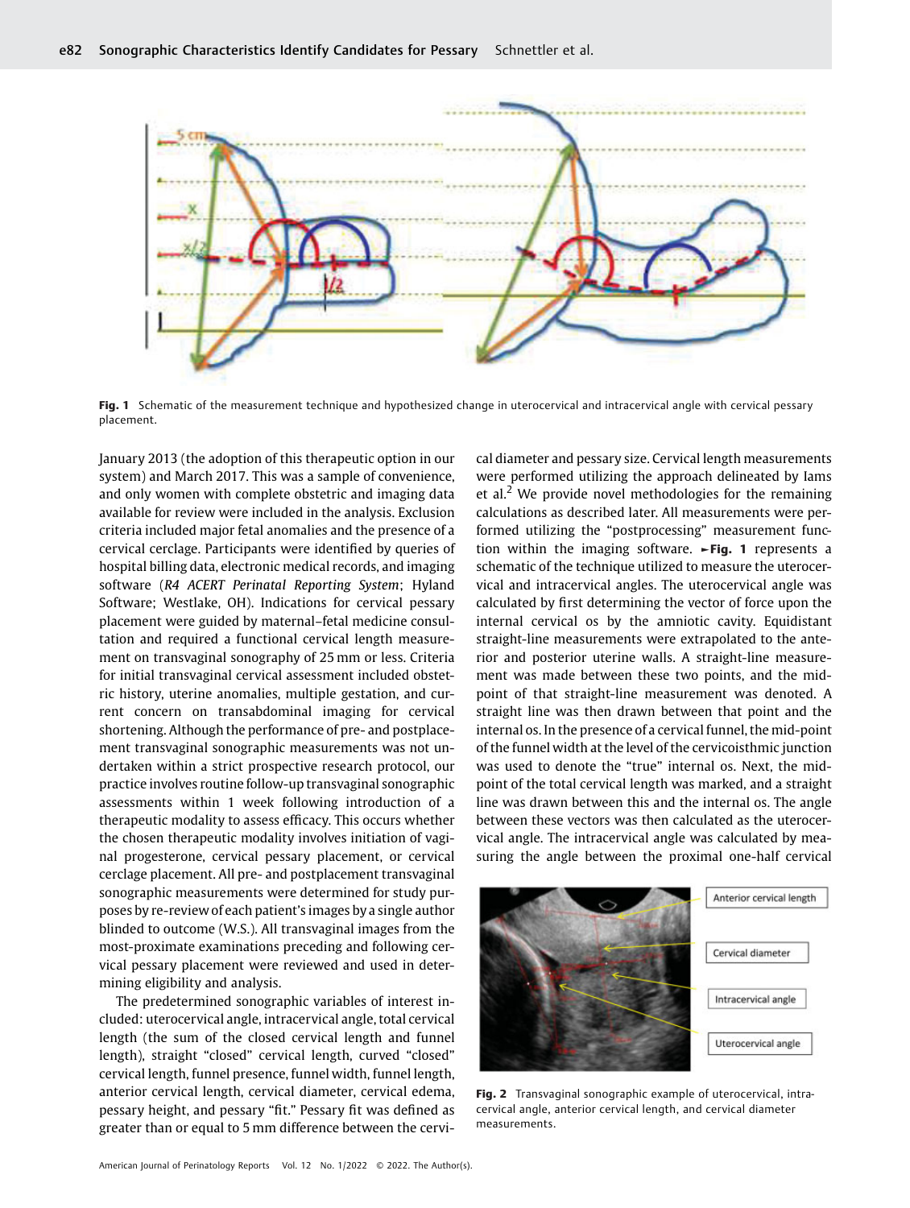Fig. 1 Schematic of the measurement technique and hypothesized change in uterocervical and intracervical angle with cervical pessary placement.

January 2013 (the adoption of this therapeutic option in our system) and March 2017. This was a sample of convenience, and only women with complete obstetric and imaging data available for review were included in the analysis. Exclusion criteria included major fetal anomalies and the presence of a cervical cerclage. Participants were identified by queries of hospital billing data, electronic medical records, and imaging software (*R4 ACERT Perinatal Reporting System*; Hyland Software; Westlake, OH). Indications for cervical pessary placement were guided by maternal–fetal medicine consultation and required a functional cervical length measurement on transvaginal sonography of 25 mm or less. Criteria for initial transvaginal cervical assessment included obstetric history, uterine anomalies, multiple gestation, and current concern on transabdominal imaging for cervical shortening. Although the performance of pre- and postplacement transvaginal sonographic measurements was not undertaken within a strict prospective research protocol, our practice involves routine follow-up transvaginal sonographic assessments within 1 week following introduction of a therapeutic modality to assess efficacy. This occurs whether the chosen therapeutic modality involves initiation of vaginal progesterone, cervical pessary placement, or cervical cerclage placement. All pre- and postplacement transvaginal sonographic measurements were determined for study purposes by re-review of each patient's images by a single author blinded to outcome (W.S.). All transvaginal images from the most-proximate examinations preceding and following cervical pessary placement were reviewed and used in determining eligibility and analysis.

The predetermined sonographic variables of interest included: uterocervical angle, intracervical angle, total cervical length (the sum of the closed cervical length and funnel length), straight "closed" cervical length, curved "closed" cervical length, funnel presence, funnel width, funnel length, anterior cervical length, cervical diameter, cervical edema, pessary height, and pessary "fit." Pessary fit was defined as greater than or equal to 5 mm difference between the cervical diameter and pessary size. Cervical length measurements were performed utilizing the approach delineated by Iams et al.[2] We provide novel methodologies for the remaining calculations as described later. All measurements were performed utilizing the "postprocessing" measurement function within the imaging software. ►Fig. 1 represents a schematic of the technique utilized to measure the uterocervical and intracervical angles. The uterocervical angle was calculated by first determining the vector of force upon the internal cervical os by the amniotic cavity. Equidistant straight-line measurements were extrapolated to the anterior and posterior uterine walls. A straight-line measurement was made between these two points, and the midpoint of that straight-line measurement was denoted. A straight line was then drawn between that point and the internal os. In the presence of a cervical funnel, the mid-point of the funnel width at the level of the cervicoisthmic junction was used to denote the "true" internal os. Next, the midpoint of the total cervical length was marked, and a straight line was drawn between this and the internal os. The angle between these vectors was then calculated as the uterocervical angle. The intracervical angle was calculated by measuring the angle between the proximal one-half cervical

Fig. 2 Transvaginal sonographic example of uterocervical, intracervical angle, anterior cervical length, and cervical diameter measurements.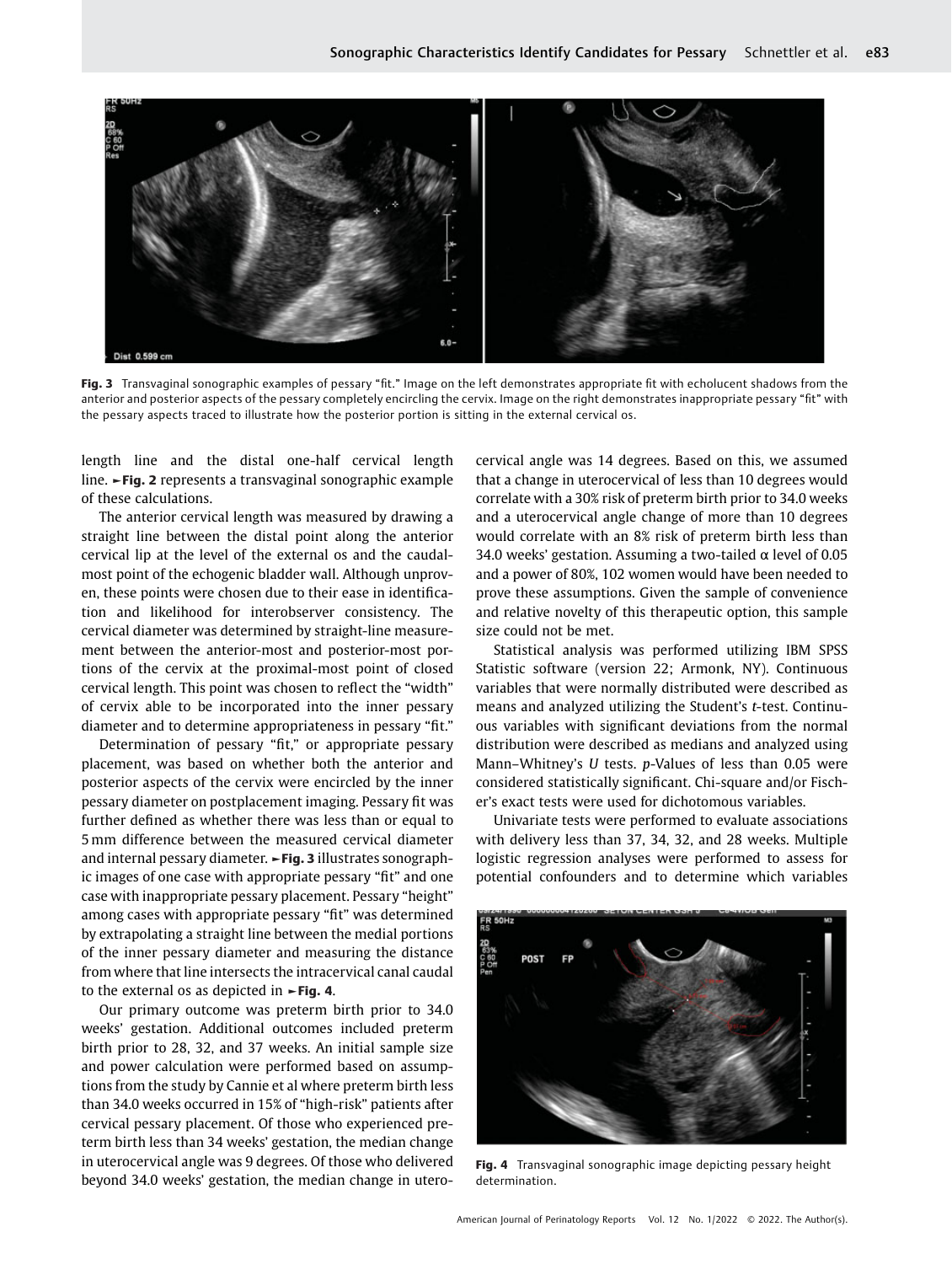Fig. 3 Transvaginal sonographic examples of pessary "fit." Image on the left demonstrates appropriate fit with echolucent shadows from the anterior and posterior aspects of the pessary completely encircling the cervix. Image on the right demonstrates inappropriate pessary "fit" with the pessary aspects traced to illustrate how the posterior portion is sitting in the external cervical os.

length line and the distal one-half cervical length line. ►Fig. 2 represents a transvaginal sonographic example of these calculations.

The anterior cervical length was measured by drawing a straight line between the distal point along the anterior cervical lip at the level of the external os and the caudalmost point of the echogenic bladder wall. Although unproven, these points were chosen due to their ease in identification and likelihood for interobserver consistency. The cervical diameter was determined by straight-line measurement between the anterior-most and posterior-most portions of the cervix at the proximal-most point of closed cervical length. This point was chosen to reflect the "width" of cervix able to be incorporated into the inner pessary diameter and to determine appropriateness in pessary "fit."

Determination of pessary "fit," or appropriate pessary placement, was based on whether both the anterior and posterior aspects of the cervix were encircled by the inner pessary diameter on postplacement imaging. Pessary fit was further defined as whether there was less than or equal to 5 mm difference between the measured cervical diameter and internal pessary diameter. ►Fig. 3 illustrates sonographic images of one case with appropriate pessary "fit" and one case with inappropriate pessary placement. Pessary "height" among cases with appropriate pessary "fit" was determined by extrapolating a straight line between the medial portions of the inner pessary diameter and measuring the distance from where that line intersects the intracervical canal caudal to the external os as depicted in ►Fig. 4.

Our primary outcome was preterm birth prior to 34.0 weeks' gestation. Additional outcomes included preterm birth prior to 28, 32, and 37 weeks. An initial sample size and power calculation were performed based on assumptions from the study by Cannie et al where preterm birth less than 34.0 weeks occurred in 15% of "high-risk" patients after cervical pessary placement. Of those who experienced preterm birth less than 34 weeks' gestation, the median change in uterocervical angle was 9 degrees. Of those who delivered beyond 34.0 weeks' gestation, the median change in uterocervical angle was 14 degrees. Based on this, we assumed that a change in uterocervical of less than 10 degrees would correlate with a 30% risk of preterm birth prior to 34.0 weeks and a uterocervical angle change of more than 10 degrees would correlate with an 8% risk of preterm birth less than 34.0 weeks' gestation. Assuming a two-tailed $\alpha$ level of 0.05 and a power of 80%, 102 women would have been needed to prove these assumptions. Given the sample of convenience and relative novelty of this therapeutic option, this sample size could not be met.

Statistical analysis was performed utilizing IBM SPSS Statistic software (version 22; Armonk, NY). Continuous variables that were normally distributed were described as means and analyzed utilizing the Student's *t*-test. Continuous variables with significant deviations from the normal distribution were described as medians and analyzed using Mann–Whitney's *U* tests. *p*-Values of less than 0.05 were considered statistically significant. Chi-square and/or Fischer's exact tests were used for dichotomous variables.

Univariate tests were performed to evaluate associations with delivery less than 37, 34, 32, and 28 weeks. Multiple logistic regression analyses were performed to assess for potential confounders and to determine which variables

Fig. 4 Transvaginal sonographic image depicting pessary height determination.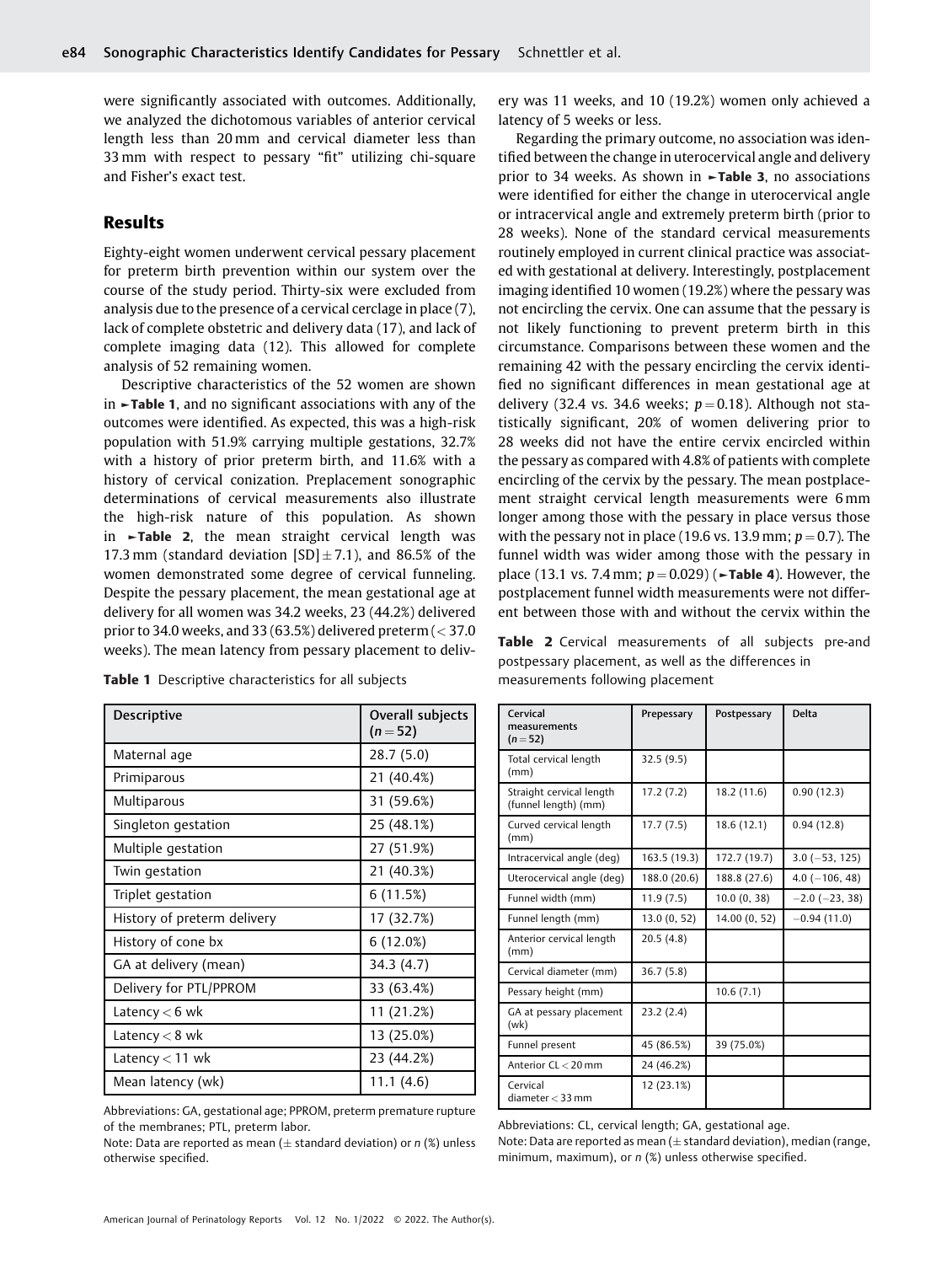were significantly associated with outcomes. Additionally, we analyzed the dichotomous variables of anterior cervical length less than 20 mm and cervical diameter less than 33 mm with respect to pessary "fit" utilizing chi-square and Fisher's exact test.

## Results

Eighty-eight women underwent cervical pessary placement for preterm birth prevention within our system over the course of the study period. Thirty-six were excluded from analysis due to the presence of a cervical cerclage in place (7), lack of complete obstetric and delivery data (17), and lack of complete imaging data (12). This allowed for complete analysis of 52 remaining women.

Descriptive characteristics of the 52 women are shown in ►Table 1, and no significant associations with any of the outcomes were identified. As expected, this was a high-risk population with 51.9% carrying multiple gestations, 32.7% with a history of prior preterm birth, and 11.6% with a history of cervical conization. Preplacement sonographic determinations of cervical measurements also illustrate the high-risk nature of this population. As shown in ►Table 2, the mean straight cervical length was 17.3 mm (standard deviation [SD] ± 7.1), and 86.5% of the women demonstrated some degree of cervical funneling. Despite the pessary placement, the mean gestational age at delivery for all women was 34.2 weeks, 23 (44.2%) delivered prior to 34.0 weeks, and 33 (63.5%) delivered preterm (< 37.0 weeks). The mean latency from pessary placement to delivery was 11 weeks, and 10 (19.2%) women only achieved a latency of 5 weeks or less.

Regarding the primary outcome, no association was identified between the change in uterocervical angle and delivery prior to 34 weeks. As shown in ►Table 3, no associations were identified for either the change in uterocervical angle or intracervical angle and extremely preterm birth (prior to 28 weeks). None of the standard cervical measurements routinely employed in current clinical practice was associated with gestational at delivery. Interestingly, postplacement imaging identified 10 women (19.2%) where the pessary was not encircling the cervix. One can assume that the pessary is not likely functioning to prevent preterm birth in this circumstance. Comparisons between these women and the remaining 42 with the pessary encircling the cervix identified no significant differences in mean gestational age at delivery (32.4 vs. 34.6 weeks; $p = 0.18$). Although not statistically significant, 20% of women delivering prior to 28 weeks did not have the entire cervix encircled within the pessary as compared with 4.8% of patients with complete encircling of the cervix by the pessary. The mean postplacement straight cervical length measurements were 6 mm longer among those with the pessary in place versus those with the pessary not in place (19.6 vs. 13.9 mm; $p = 0.7$). The funnel width was wider among those with the pessary in place (13.1 vs. 7.4 mm; $p = 0.029$) (►Table 4). However, the postplacement funnel width measurements were not different between those with and without the cervix within the

**Table 1** Descriptive characteristics for all subjects

| Descriptive | Overall subjects ($n = 52$) |
|---|---|
| Maternal age | 28.7 (5.0) |
| Primiparous | 21 (40.4%) |
| Multiparous | 31 (59.6%) |
| Singleton gestation | 25 (48.1%) |
| Multiple gestation | 27 (51.9%) |
| Twin gestation | 21 (40.3%) |
| Triplet gestation | 6 (11.5%) |
| History of preterm delivery | 17 (32.7%) |
| History of cone bx | 6 (12.0%) |
| GA at delivery (mean) | 34.3 (4.7) |
| Delivery for PTL/PPROM | 33 (63.4%) |
| Latency < 6 wk | 11 (21.2%) |
| Latency < 8 wk | 13 (25.0%) |
| Latency < 11 wk | 23 (44.2%) |
| Mean latency (wk) | 11.1 (4.6) |

Abbreviations: GA, gestational age; PPROM, preterm premature rupture of the membranes; PTL, preterm labor.
Note: Data are reported as mean (± standard deviation) or *n* (%) unless otherwise specified.

**Table 2** Cervical measurements of all subjects pre-and postpessary placement, as well as the differences in measurements following placement

| Cervical measurements ($n = 52$) | Prepessary | Postpessary | Delta |
|---|---|---|---|
| Total cervical length (mm) | 32.5 (9.5) | | |
| Straight cervical length (funnel length) (mm) | 17.2 (7.2) | 18.2 (11.6) | 0.90 (12.3) |
| Curved cervical length (mm) | 17.7 (7.5) | 18.6 (12.1) | 0.94 (12.8) |
| Intracervical angle (deg) | 163.5 (19.3) | 172.7 (19.7) | 3.0 (−53, 125) |
| Uterocervical angle (deg) | 188.0 (20.6) | 188.8 (27.6) | 4.0 (−106, 48) |
| Funnel width (mm) | 11.9 (7.5) | 10.0 (0, 38) | −2.0 (−23, 38) |
| Funnel length (mm) | 13.0 (0, 52) | 14.00 (0, 52) | −0.94 (11.0) |
| Anterior cervical length (mm) | 20.5 (4.8) | | |
| Cervical diameter (mm) | 36.7 (5.8) | | |
| Pessary height (mm) | | 10.6 (7.1) | |
| GA at pessary placement (wk) | 23.2 (2.4) | | |
| Funnel present | 45 (86.5%) | 39 (75.0%) | |
| Anterior CL < 20 mm | 24 (46.2%) | | |
| Cervical diameter < 33 mm | 12 (23.1%) | | |

Abbreviations: CL, cervical length; GA, gestational age.
Note: Data are reported as mean (± standard deviation), median (range, minimum, maximum), or *n* (%) unless otherwise specified.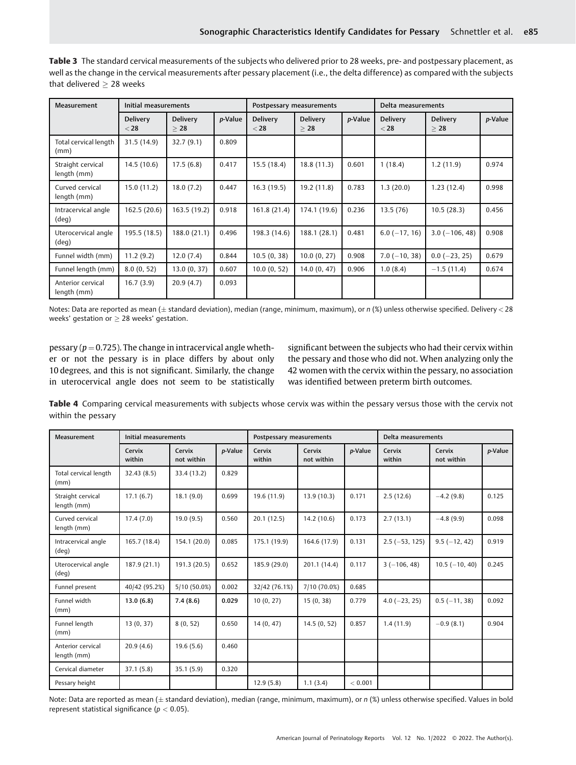**Table 3** The standard cervical measurements of the subjects who delivered prior to 28 weeks, pre- and postpessary placement, as well as the change in the cervical measurements after pessary placement (i.e., the delta difference) as compared with the subjects that delivered ≥ 28 weeks

| Measurement | Initial measurements | | | Postpessary measurements | | | Delta measurements | | |
|---|---|---|---|---|---|---|---|---|---|
| | Delivery < 28 | Delivery ≥ 28 | p-Value | Delivery < 28 | Delivery ≥ 28 | p-Value | Delivery < 28 | Delivery ≥ 28 | p-Value |
| Total cervical length (mm) | 31.5 (14.9) | 32.7 (9.1) | 0.809 | | | | | | |
| Straight cervical length (mm) | 14.5 (10.6) | 17.5 (6.8) | 0.417 | 15.5 (18.4) | 18.8 (11.3) | 0.601 | 1 (18.4) | 1.2 (11.9) | 0.974 |
| Curved cervical length (mm) | 15.0 (11.2) | 18.0 (7.2) | 0.447 | 16.3 (19.5) | 19.2 (11.8) | 0.783 | 1.3 (20.0) | 1.23 (12.4) | 0.998 |
| Intracervical angle (deg) | 162.5 (20.6) | 163.5 (19.2) | 0.918 | 161.8 (21.4) | 174.1 (19.6) | 0.236 | 13.5 (76) | 10.5 (28.3) | 0.456 |
| Uterocervical angle (deg) | 195.5 (18.5) | 188.0 (21.1) | 0.496 | 198.3 (14.6) | 188.1 (28.1) | 0.481 | 6.0 (−17, 16) | 3.0 (−106, 48) | 0.908 |
| Funnel width (mm) | 11.2 (9.2) | 12.0 (7.4) | 0.844 | 10.5 (0, 38) | 10.0 (0, 27) | 0.908 | 7.0 (−10, 38) | 0.0 (−23, 25) | 0.679 |
| Funnel length (mm) | 8.0 (0, 52) | 13.0 (0, 37) | 0.607 | 10.0 (0, 52) | 14.0 (0, 47) | 0.906 | 1.0 (8.4) | −1.5 (11.4) | 0.674 |
| Anterior cervical length (mm) | 16.7 (3.9) | 20.9 (4.7) | 0.093 | | | | | | |

Notes: Data are reported as mean (± standard deviation), median (range, minimum, maximum), or n (%) unless otherwise specified. Delivery < 28 weeks' gestation or ≥ 28 weeks' gestation.

pessary ($p = 0.725$). The change in intracervical angle whether or not the pessary is in place differs by about only 10 degrees, and this is not significant. Similarly, the change in uterocervical angle does not seem to be statistically significant between the subjects who had their cervix within the pessary and those who did not. When analyzing only the 42 women with the cervix within the pessary, no association was identified between preterm birth outcomes.

**Table 4** Comparing cervical measurements with subjects whose cervix was within the pessary versus those with the cervix not within the pessary

| Measurement | Initial measurements | | | Postpessary measurements | | | Delta measurements | | |
|---|---|---|---|---|---|---|---|---|---|
| | Cervix within | Cervix not within | p-Value | Cervix within | Cervix not within | p-Value | Cervix within | Cervix not within | p-Value |
| Total cervical length (mm) | 32.43 (8.5) | 33.4 (13.2) | 0.829 | | | | | | |
| Straight cervical length (mm) | 17.1 (6.7) | 18.1 (9.0) | 0.699 | 19.6 (11.9) | 13.9 (10.3) | 0.171 | 2.5 (12.6) | −4.2 (9.8) | 0.125 |
| Curved cervical length (mm) | 17.4 (7.0) | 19.0 (9.5) | 0.560 | 20.1 (12.5) | 14.2 (10.6) | 0.173 | 2.7 (13.1) | −4.8 (9.9) | 0.098 |
| Intracervical angle (deg) | 165.7 (18.4) | 154.1 (20.0) | 0.085 | 175.1 (19.9) | 164.6 (17.9) | 0.131 | 2.5 (−53, 125) | 9.5 (−12, 42) | 0.919 |
| Uterocervical angle (deg) | 187.9 (21.1) | 191.3 (20.5) | 0.652 | 185.9 (29.0) | 201.1 (14.4) | 0.117 | 3 (−106, 48) | 10.5 (−10, 40) | 0.245 |
| Funnel present | 40/42 (95.2%) | 5/10 (50.0%) | 0.002 | 32/42 (76.1%) | 7/10 (70.0%) | 0.685 | | | |
| Funnel width (mm) | **13.0 (6.8)** | **7.4 (8.6)** | **0.029** | 10 (0, 27) | 15 (0, 38) | 0.779 | 4.0 (−23, 25) | 0.5 (−11, 38) | 0.092 |
| Funnel length (mm) | 13 (0, 37) | 8 (0, 52) | 0.650 | 14 (0, 47) | 14.5 (0, 52) | 0.857 | 1.4 (11.9) | −0.9 (8.1) | 0.904 |
| Anterior cervical length (mm) | 20.9 (4.6) | 19.6 (5.6) | 0.460 | | | | | | |
| Cervical diameter | 37.1 (5.8) | 35.1 (5.9) | 0.320 | | | | | | |
| Pessary height | | | | 12.9 (5.8) | 1.1 (3.4) | < 0.001 | | | |

Note: Data are reported as mean (± standard deviation), median (range, minimum, maximum), or n (%) unless otherwise specified. Values in bold represent statistical significance ($p < 0.05$).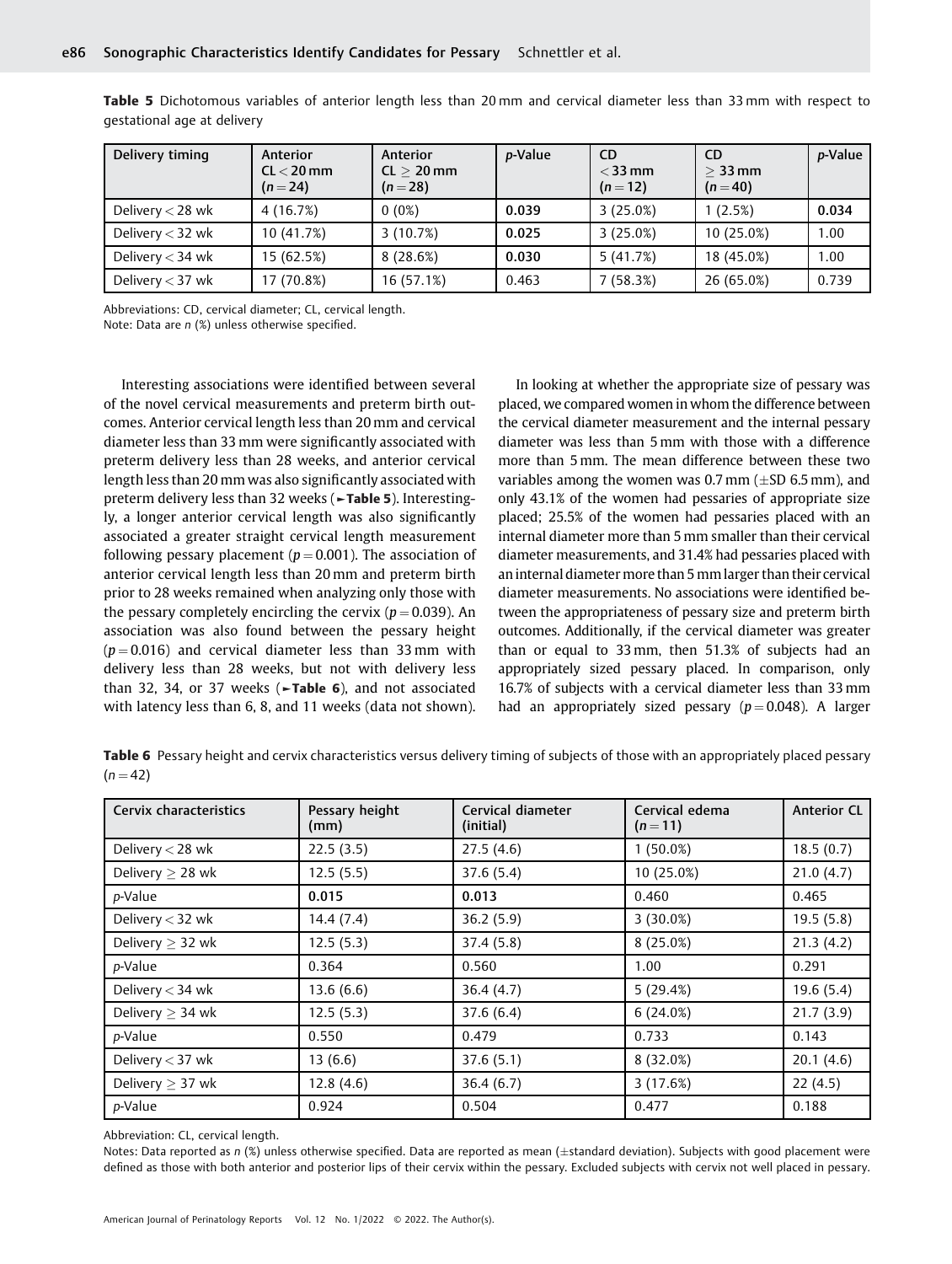**Table 5** Dichotomous variables of anterior length less than 20 mm and cervical diameter less than 33 mm with respect to gestational age at delivery

| Delivery timing | Anterior CL < 20 mm (n = 24) | Anterior CL ≥ 20 mm (n = 28) | *p*-Value | CD < 33 mm (n = 12) | CD ≥ 33 mm (n = 40) | *p*-Value |
|---|---|---|---|---|---|---|
| Delivery < 28 wk | 4 (16.7%) | 0 (0%) | **0.039** | 3 (25.0%) | 1 (2.5%) | **0.034** |
| Delivery < 32 wk | 10 (41.7%) | 3 (10.7%) | **0.025** | 3 (25.0%) | 10 (25.0%) | 1.00 |
| Delivery < 34 wk | 15 (62.5%) | 8 (28.6%) | **0.030** | 5 (41.7%) | 18 (45.0%) | 1.00 |
| Delivery < 37 wk | 17 (70.8%) | 16 (57.1%) | 0.463 | 7 (58.3%) | 26 (65.0%) | 0.739 |

Abbreviations: CD, cervical diameter; CL, cervical length.
Note: Data are *n* (%) unless otherwise specified.

Interesting associations were identified between several of the novel cervical measurements and preterm birth outcomes. Anterior cervical length less than 20 mm and cervical diameter less than 33 mm were significantly associated with preterm delivery less than 28 weeks, and anterior cervical length less than 20 mm was also significantly associated with preterm delivery less than 32 weeks (►**Table 5**). Interestingly, a longer anterior cervical length was also significantly associated a greater straight cervical length measurement following pessary placement ($p = 0.001$). The association of anterior cervical length less than 20 mm and preterm birth prior to 28 weeks remained when analyzing only those with the pessary completely encircling the cervix ($p = 0.039$). An association was also found between the pessary height ($p = 0.016$) and cervical diameter less than 33 mm with delivery less than 28 weeks, but not with delivery less than 32, 34, or 37 weeks (►**Table 6**), and not associated with latency less than 6, 8, and 11 weeks (data not shown).

In looking at whether the appropriate size of pessary was placed, we compared women in whom the difference between the cervical diameter measurement and the internal pessary diameter was less than 5 mm with those with a difference more than 5 mm. The mean difference between these two variables among the women was 0.7 mm (±SD 6.5 mm), and only 43.1% of the women had pessaries of appropriate size placed; 25.5% of the women had pessaries placed with an internal diameter more than 5 mm smaller than their cervical diameter measurements, and 31.4% had pessaries placed with an internal diameter more than 5 mm larger than their cervical diameter measurements. No associations were identified between the appropriateness of pessary size and preterm birth outcomes. Additionally, if the cervical diameter was greater than or equal to 33 mm, then 51.3% of subjects had an appropriately sized pessary placed. In comparison, only 16.7% of subjects with a cervical diameter less than 33 mm had an appropriately sized pessary ($p = 0.048$). A larger

**Table 6** Pessary height and cervix characteristics versus delivery timing of subjects of those with an appropriately placed pessary (n = 42)

| Cervix characteristics | Pessary height (mm) | Cervical diameter (initial) | Cervical edema (n = 11) | Anterior CL |
|---|---|---|---|---|
| Delivery < 28 wk | 22.5 (3.5) | 27.5 (4.6) | 1 (50.0%) | 18.5 (0.7) |
| Delivery ≥ 28 wk | 12.5 (5.5) | 37.6 (5.4) | 10 (25.0%) | 21.0 (4.7) |
| *p*-Value | **0.015** | **0.013** | 0.460 | 0.465 |
| Delivery < 32 wk | 14.4 (7.4) | 36.2 (5.9) | 3 (30.0%) | 19.5 (5.8) |
| Delivery ≥ 32 wk | 12.5 (5.3) | 37.4 (5.8) | 8 (25.0%) | 21.3 (4.2) |
| *p*-Value | 0.364 | 0.560 | 1.00 | 0.291 |
| Delivery < 34 wk | 13.6 (6.6) | 36.4 (4.7) | 5 (29.4%) | 19.6 (5.4) |
| Delivery ≥ 34 wk | 12.5 (5.3) | 37.6 (6.4) | 6 (24.0%) | 21.7 (3.9) |
| *p*-Value | 0.550 | 0.479 | 0.733 | 0.143 |
| Delivery < 37 wk | 13 (6.6) | 37.6 (5.1) | 8 (32.0%) | 20.1 (4.6) |
| Delivery ≥ 37 wk | 12.8 (4.6) | 36.4 (6.7) | 3 (17.6%) | 22 (4.5) |
| *p*-Value | 0.924 | 0.504 | 0.477 | 0.188 |

Abbreviation: CL, cervical length.
Notes: Data reported as *n* (%) unless otherwise specified. Data are reported as mean (±standard deviation). Subjects with good placement were defined as those with both anterior and posterior lips of their cervix within the pessary. Excluded subjects with cervix not well placed in pessary.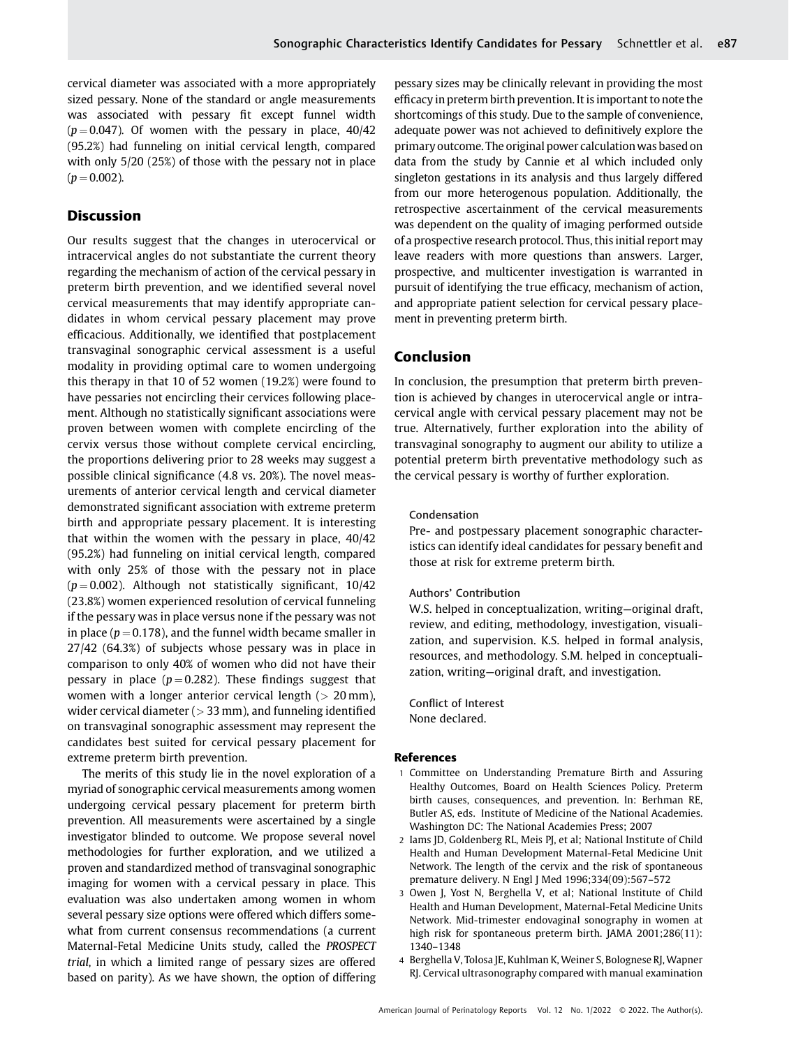cervical diameter was associated with a more appropriately sized pessary. None of the standard or angle measurements was associated with pessary fit except funnel width ($p = 0.047$). Of women with the pessary in place, 40/42 (95.2%) had funneling on initial cervical length, compared with only 5/20 (25%) of those with the pessary not in place ($p = 0.002$).

## Discussion

Our results suggest that the changes in uterocervical or intracervical angles do not substantiate the current theory regarding the mechanism of action of the cervical pessary in preterm birth prevention, and we identified several novel cervical measurements that may identify appropriate candidates in whom cervical pessary placement may prove efficacious. Additionally, we identified that postplacement transvaginal sonographic cervical assessment is a useful modality in providing optimal care to women undergoing this therapy in that 10 of 52 women (19.2%) were found to have pessaries not encircling their cervices following placement. Although no statistically significant associations were proven between women with complete encircling of the cervix versus those without complete cervical encircling, the proportions delivering prior to 28 weeks may suggest a possible clinical significance (4.8 vs. 20%). The novel measurements of anterior cervical length and cervical diameter demonstrated significant association with extreme preterm birth and appropriate pessary placement. It is interesting that within the women with the pessary in place, 40/42 (95.2%) had funneling on initial cervical length, compared with only 25% of those with the pessary not in place ($p = 0.002$). Although not statistically significant, 10/42 (23.8%) women experienced resolution of cervical funneling if the pessary was in place versus none if the pessary was not in place ($p = 0.178$), and the funnel width became smaller in 27/42 (64.3%) of subjects whose pessary was in place in comparison to only 40% of women who did not have their pessary in place ($p = 0.282$). These findings suggest that women with a longer anterior cervical length (> 20 mm), wider cervical diameter (> 33 mm), and funneling identified on transvaginal sonographic assessment may represent the candidates best suited for cervical pessary placement for extreme preterm birth prevention.

The merits of this study lie in the novel exploration of a myriad of sonographic cervical measurements among women undergoing cervical pessary placement for preterm birth prevention. All measurements were ascertained by a single investigator blinded to outcome. We propose several novel methodologies for further exploration, and we utilized a proven and standardized method of transvaginal sonographic imaging for women with a cervical pessary in place. This evaluation was also undertaken among women in whom several pessary size options were offered which differs somewhat from current consensus recommendations (a current Maternal-Fetal Medicine Units study, called the *PROSPECT trial*, in which a limited range of pessary sizes are offered based on parity). As we have shown, the option of differing pessary sizes may be clinically relevant in providing the most efficacy in preterm birth prevention. It is important to note the shortcomings of this study. Due to the sample of convenience, adequate power was not achieved to definitively explore the primary outcome. The original power calculation was based on data from the study by Cannie et al which included only singleton gestations in its analysis and thus largely differed from our more heterogenous population. Additionally, the retrospective ascertainment of the cervical measurements was dependent on the quality of imaging performed outside of a prospective research protocol. Thus, this initial report may leave readers with more questions than answers. Larger, prospective, and multicenter investigation is warranted in pursuit of identifying the true efficacy, mechanism of action, and appropriate patient selection for cervical pessary placement in preventing preterm birth.

## Conclusion

In conclusion, the presumption that preterm birth prevention is achieved by changes in uterocervical angle or intracervical angle with cervical pessary placement may not be true. Alternatively, further exploration into the ability of transvaginal sonography to augment our ability to utilize a potential preterm birth preventative methodology such as the cervical pessary is worthy of further exploration.

Condensation

Pre- and postpessary placement sonographic characteristics can identify ideal candidates for pessary benefit and those at risk for extreme preterm birth.

Authors' Contribution

W.S. helped in conceptualization, writing—original draft, review, and editing, methodology, investigation, visualization, and supervision. K.S. helped in formal analysis, resources, and methodology. S.M. helped in conceptualization, writing—original draft, and investigation.

Conflict of Interest

None declared.

### References

1. Committee on Understanding Premature Birth and Assuring Healthy Outcomes, Board on Health Sciences Policy. Preterm birth causes, consequences, and prevention. In: Berhman RE, Butler AS, eds. Institute of Medicine of the National Academies. Washington DC: The National Academies Press; 2007
2. Iams JD, Goldenberg RL, Meis PJ, et al; National Institute of Child Health and Human Development Maternal-Fetal Medicine Unit Network. The length of the cervix and the risk of spontaneous premature delivery. N Engl J Med 1996;334(09):567–572
3. Owen J, Yost N, Berghella V, et al; National Institute of Child Health and Human Development, Maternal-Fetal Medicine Units Network. Mid-trimester endovaginal sonography in women at high risk for spontaneous preterm birth. JAMA 2001;286(11):1340–1348
4. Berghella V, Tolosa JE, Kuhlman K, Weiner S, Bolognese RJ, Wapner RJ. Cervical ultrasonography compared with manual examination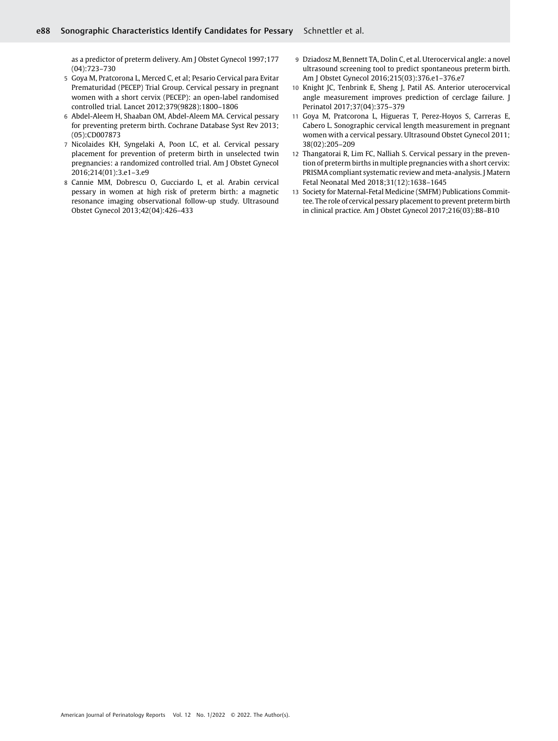as a predictor of preterm delivery. Am J Obstet Gynecol 1997;177(04):723–730

5 Goya M, Pratcorona L, Merced C, et al; Pesario Cervical para Evitar Prematuridad (PECEP) Trial Group. Cervical pessary in pregnant women with a short cervix (PECEP): an open-label randomised controlled trial. Lancet 2012;379(9828):1800–1806

6 Abdel-Aleem H, Shaaban OM, Abdel-Aleem MA. Cervical pessary for preventing preterm birth. Cochrane Database Syst Rev 2013;(05):CD007873

7 Nicolaides KH, Syngelaki A, Poon LC, et al. Cervical pessary placement for prevention of preterm birth in unselected twin pregnancies: a randomized controlled trial. Am J Obstet Gynecol 2016;214(01):3.e1–3.e9

8 Cannie MM, Dobrescu O, Gucciardo L, et al. Arabin cervical pessary in women at high risk of preterm birth: a magnetic resonance imaging observational follow-up study. Ultrasound Obstet Gynecol 2013;42(04):426–433

9 Dziadosz M, Bennett TA, Dolin C, et al. Uterocervical angle: a novel ultrasound screening tool to predict spontaneous preterm birth. Am J Obstet Gynecol 2016;215(03):376.e1–376.e7

10 Knight JC, Tenbrink E, Sheng J, Patil AS. Anterior uterocervical angle measurement improves prediction of cerclage failure. J Perinatol 2017;37(04):375–379

11 Goya M, Pratcorona L, Higueras T, Perez-Hoyos S, Carreras E, Cabero L. Sonographic cervical length measurement in pregnant women with a cervical pessary. Ultrasound Obstet Gynecol 2011;38(02):205–209

12 Thangatorai R, Lim FC, Nalliah S. Cervical pessary in the prevention of preterm births in multiple pregnancies with a short cervix: PRISMA compliant systematic review and meta-analysis. J Matern Fetal Neonatal Med 2018;31(12):1638–1645

13 Society for Maternal-Fetal Medicine (SMFM) Publications Committee. The role of cervical pessary placement to prevent preterm birth in clinical practice. Am J Obstet Gynecol 2017;216(03):B8–B10